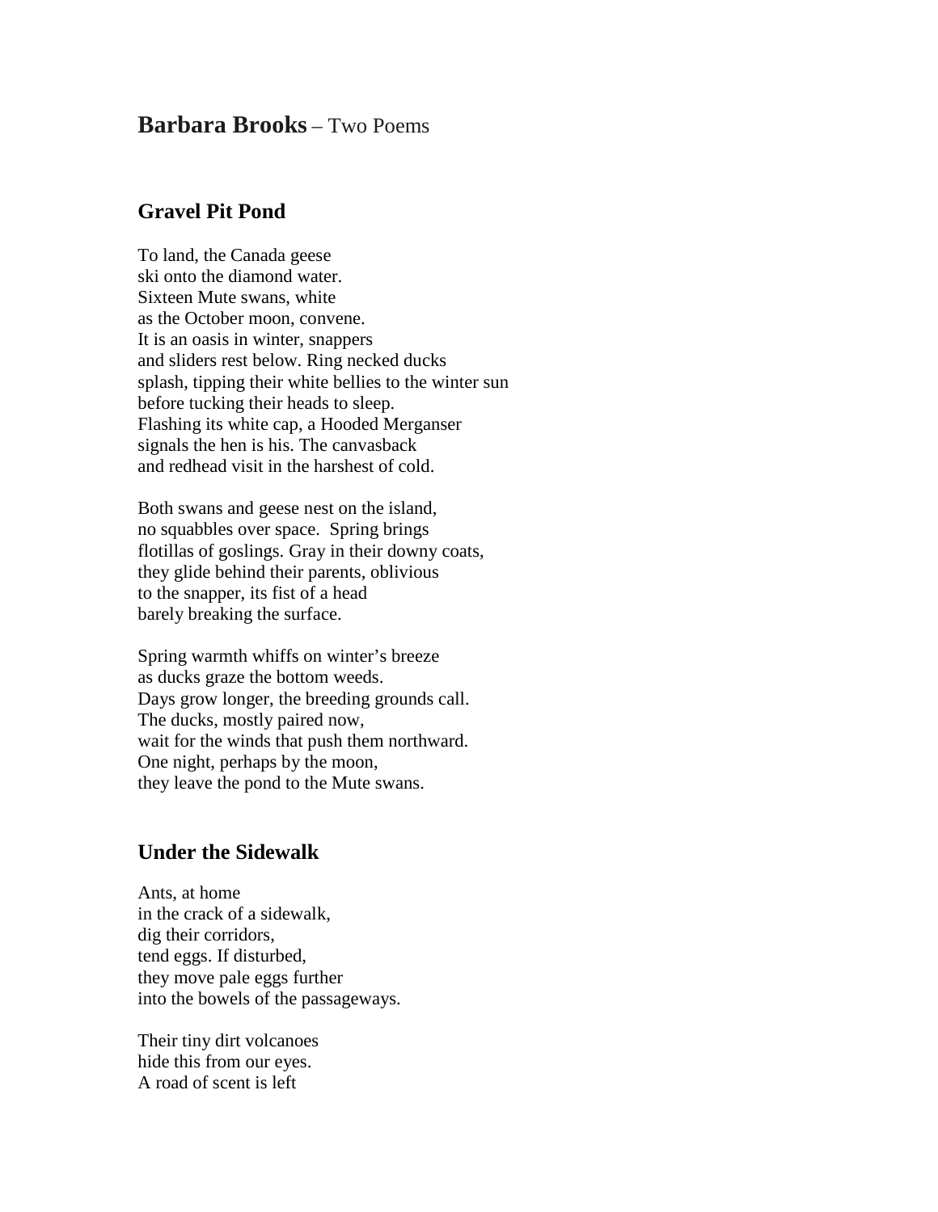# **Barbara Brooks** – Two Poems

## Gravel Pit Pond

To land, the Canada geese
ski onto the diamond water.
Sixteen Mute swans, white
as the October moon, convene.
It is an oasis in winter, snappers
and sliders rest below. Ring necked ducks
splash, tipping their white bellies to the winter sun
before tucking their heads to sleep.
Flashing its white cap, a Hooded Merganser
signals the hen is his. The canvasback
and redhead visit in the harshest of cold.

Both swans and geese nest on the island,
no squabbles over space.  Spring brings
flotillas of goslings. Gray in their downy coats,
they glide behind their parents, oblivious
to the snapper, its fist of a head
barely breaking the surface.

Spring warmth whiffs on winter's breeze
as ducks graze the bottom weeds.
Days grow longer, the breeding grounds call.
The ducks, mostly paired now,
wait for the winds that push them northward.
One night, perhaps by the moon,
they leave the pond to the Mute swans.

## Under the Sidewalk

Ants, at home
in the crack of a sidewalk,
dig their corridors,
tend eggs. If disturbed,
they move pale eggs further
into the bowels of the passageways.

Their tiny dirt volcanoes
hide this from our eyes.
A road of scent is left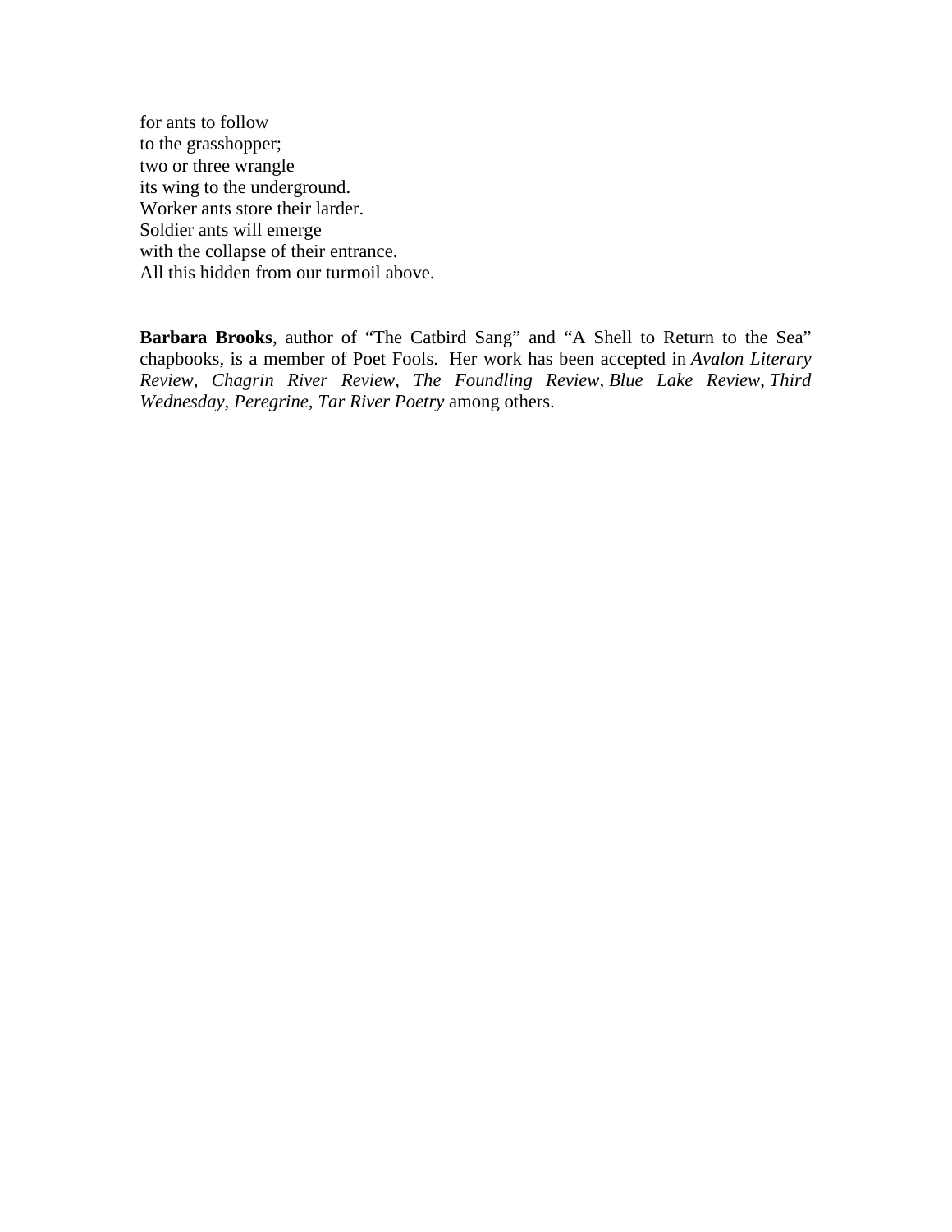for ants to follow  
to the grasshopper;  
two or three wrangle  
its wing to the underground.  
Worker ants store their larder.  
Soldier ants will emerge  
with the collapse of their entrance.  
All this hidden from our turmoil above.

**Barbara Brooks**, author of "The Catbird Sang" and "A Shell to Return to the Sea" chapbooks, is a member of Poet Fools. Her work has been accepted in *Avalon Literary Review*, *Chagrin River Review*, *The Foundling Review*, *Blue Lake Review*, *Third Wednesday*, *Peregrine*, *Tar River Poetry* among others.